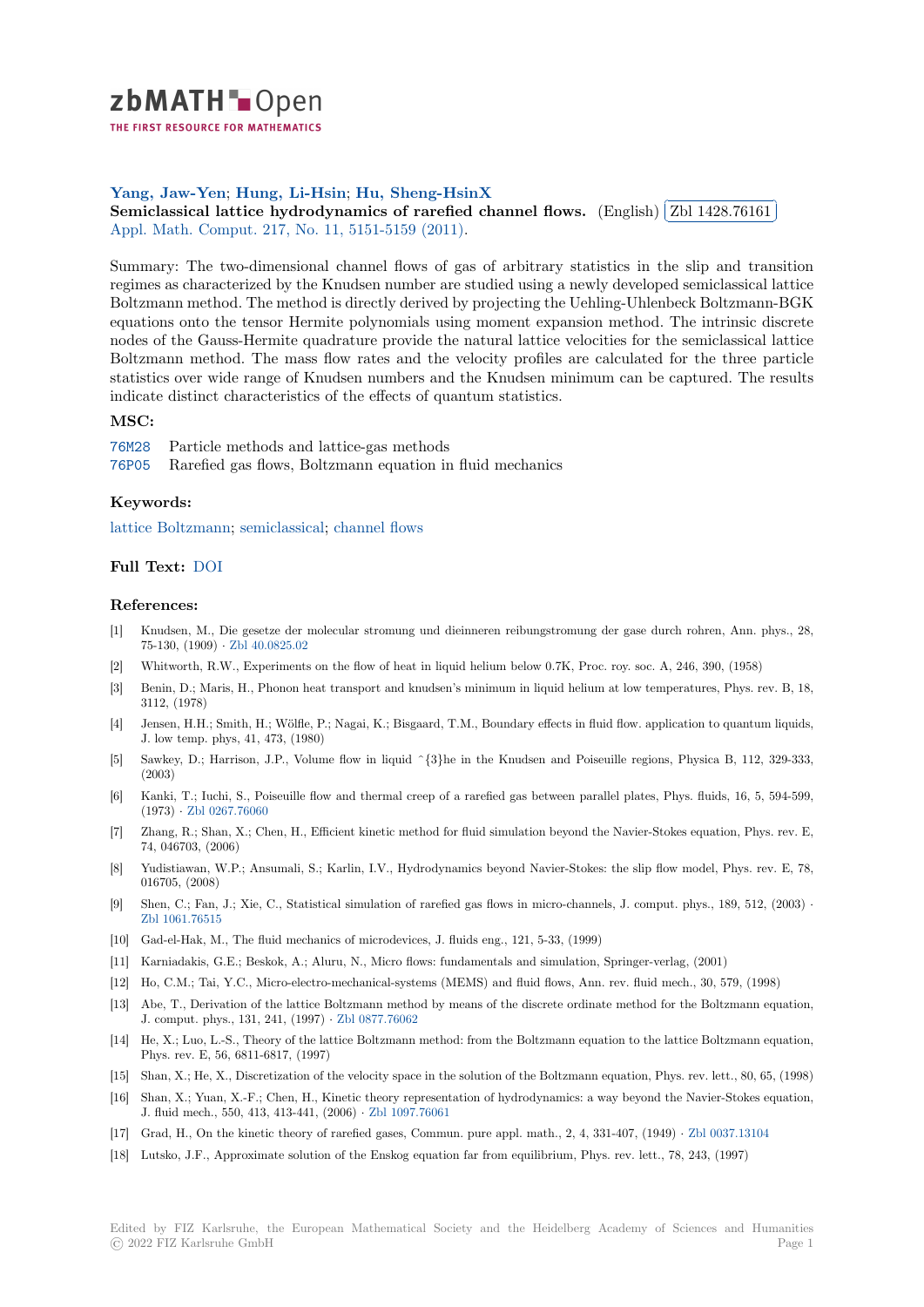**Yang, Jaw-Yen**; **Hung, Li-Hsin**; **Hu, Sheng-HsinX**

**Semiclassical lattice hydrodynamics of rarefied channel flows.** (English) Zbl 1428.76161

Appl. Math. Comput. 217, No. 11, 5151-5159 (2011).

Summary: The two-dimensional channel flows of gas of arbitrary statistics in the slip and transition regimes as characterized by the Knudsen number are studied using a newly developed semiclassical lattice Boltzmann method. The method is directly derived by projecting the Uehling-Uhlenbeck Boltzmann-BGK equations onto the tensor Hermite polynomials using moment expansion method. The intrinsic discrete nodes of the Gauss-Hermite quadrature provide the natural lattice velocities for the semiclassical lattice Boltzmann method. The mass flow rates and the velocity profiles are calculated for the three particle statistics over wide range of Knudsen numbers and the Knudsen minimum can be captured. The results indicate distinct characteristics of the effects of quantum statistics.

## MSC:

76M28 Particle methods and lattice-gas methods

76P05 Rarefied gas flows, Boltzmann equation in fluid mechanics

## Keywords:

lattice Boltzmann; semiclassical; channel flows

## Full Text: DOI

## References:

[1] Knudsen, M., Die gesetze der molecular stromung und dieinneren reibungstromung der gase durch rohren, Ann. phys., 28, 75-130, (1909) · Zbl 40.0825.02

[2] Whitworth, R.W., Experiments on the flow of heat in liquid helium below 0.7K, Proc. roy. soc. A, 246, 390, (1958)

[3] Benin, D.; Maris, H., Phonon heat transport and knudsen's minimum in liquid helium at low temperatures, Phys. rev. B, 18, 3112, (1978)

[4] Jensen, H.H.; Smith, H.; Wölfle, P.; Nagai, K.; Bisgaard, T.M., Boundary effects in fluid flow. application to quantum liquids, J. low temp. phys, 41, 473, (1980)

[5] Sawkey, D.; Harrison, J.P., Volume flow in liquid ^{3}he in the Knudsen and Poiseuille regions, Physica B, 112, 329-333, (2003)

[6] Kanki, T.; Iuchi, S., Poiseuille flow and thermal creep of a rarefied gas between parallel plates, Phys. fluids, 16, 5, 594-599, (1973) · Zbl 0267.76060

[7] Zhang, R.; Shan, X.; Chen, H., Efficient kinetic method for fluid simulation beyond the Navier-Stokes equation, Phys. rev. E, 74, 046703, (2006)

[8] Yudistiawan, W.P.; Ansumali, S.; Karlin, I.V., Hydrodynamics beyond Navier-Stokes: the slip flow model, Phys. rev. E, 78, 016705, (2008)

[9] Shen, C.; Fan, J.; Xie, C., Statistical simulation of rarefied gas flows in micro-channels, J. comput. phys., 189, 512, (2003) · Zbl 1061.76515

[10] Gad-el-Hak, M., The fluid mechanics of microdevices, J. fluids eng., 121, 5-33, (1999)

[11] Karniadakis, G.E.; Beskok, A.; Aluru, N., Micro flows: fundamentals and simulation, Springer-verlag, (2001)

[12] Ho, C.M.; Tai, Y.C., Micro-electro-mechanical-systems (MEMS) and fluid flows, Ann. rev. fluid mech., 30, 579, (1998)

[13] Abe, T., Derivation of the lattice Boltzmann method by means of the discrete ordinate method for the Boltzmann equation, J. comput. phys., 131, 241, (1997) · Zbl 0877.76062

[14] He, X.; Luo, L.-S., Theory of the lattice Boltzmann method: from the Boltzmann equation to the lattice Boltzmann equation, Phys. rev. E, 56, 6811-6817, (1997)

[15] Shan, X.; He, X., Discretization of the velocity space in the solution of the Boltzmann equation, Phys. rev. lett., 80, 65, (1998)

[16] Shan, X.; Yuan, X.-F.; Chen, H., Kinetic theory representation of hydrodynamics: a way beyond the Navier-Stokes equation, J. fluid mech., 550, 413, 413-441, (2006) · Zbl 1097.76061

[17] Grad, H., On the kinetic theory of rarefied gases, Commun. pure appl. math., 2, 4, 331-407, (1949) · Zbl 0037.13104

[18] Lutsko, J.F., Approximate solution of the Enskog equation far from equilibrium, Phys. rev. lett., 78, 243, (1997)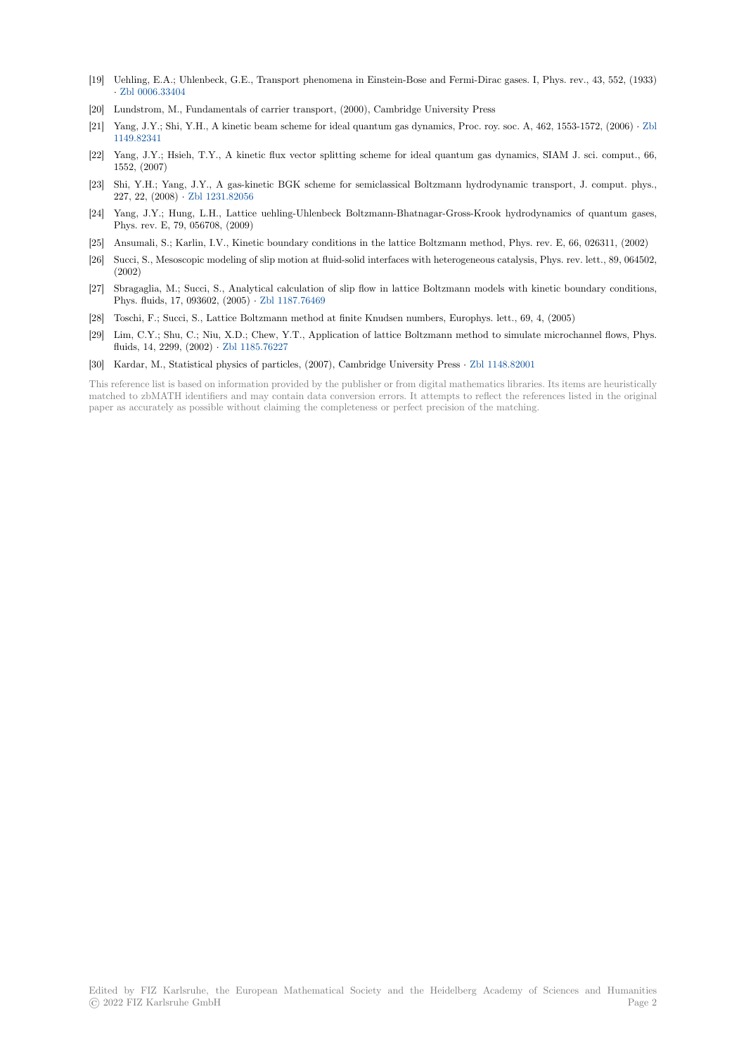[19] Uehling, E.A.; Uhlenbeck, G.E., Transport phenomena in Einstein-Bose and Fermi-Dirac gases. I, Phys. rev., 43, 552, (1933) · Zbl 0006.33404

[20] Lundstrom, M., Fundamentals of carrier transport, (2000), Cambridge University Press

[21] Yang, J.Y.; Shi, Y.H., A kinetic beam scheme for ideal quantum gas dynamics, Proc. roy. soc. A, 462, 1553-1572, (2006) · Zbl 1149.82341

[22] Yang, J.Y.; Hsieh, T.Y., A kinetic flux vector splitting scheme for ideal quantum gas dynamics, SIAM J. sci. comput., 66, 1552, (2007)

[23] Shi, Y.H.; Yang, J.Y., A gas-kinetic BGK scheme for semiclassical Boltzmann hydrodynamic transport, J. comput. phys., 227, 22, (2008) · Zbl 1231.82056

[24] Yang, J.Y.; Hung, L.H., Lattice uehling-Uhlenbeck Boltzmann-Bhatnagar-Gross-Krook hydrodynamics of quantum gases, Phys. rev. E, 79, 056708, (2009)

[25] Ansumali, S.; Karlin, I.V., Kinetic boundary conditions in the lattice Boltzmann method, Phys. rev. E, 66, 026311, (2002)

[26] Succi, S., Mesoscopic modeling of slip motion at fluid-solid interfaces with heterogeneous catalysis, Phys. rev. lett., 89, 064502, (2002)

[27] Sbragaglia, M.; Succi, S., Analytical calculation of slip flow in lattice Boltzmann models with kinetic boundary conditions, Phys. fluids, 17, 093602, (2005) · Zbl 1187.76469

[28] Toschi, F.; Succi, S., Lattice Boltzmann method at finite Knudsen numbers, Europhys. lett., 69, 4, (2005)

[29] Lim, C.Y.; Shu, C.; Niu, X.D.; Chew, Y.T., Application of lattice Boltzmann method to simulate microchannel flows, Phys. fluids, 14, 2299, (2002) · Zbl 1185.76227

[30] Kardar, M., Statistical physics of particles, (2007), Cambridge University Press · Zbl 1148.82001

This reference list is based on information provided by the publisher or from digital mathematics libraries. Its items are heuristically matched to zbMATH identifiers and may contain data conversion errors. It attempts to reflect the references listed in the original paper as accurately as possible without claiming the completeness or perfect precision of the matching.